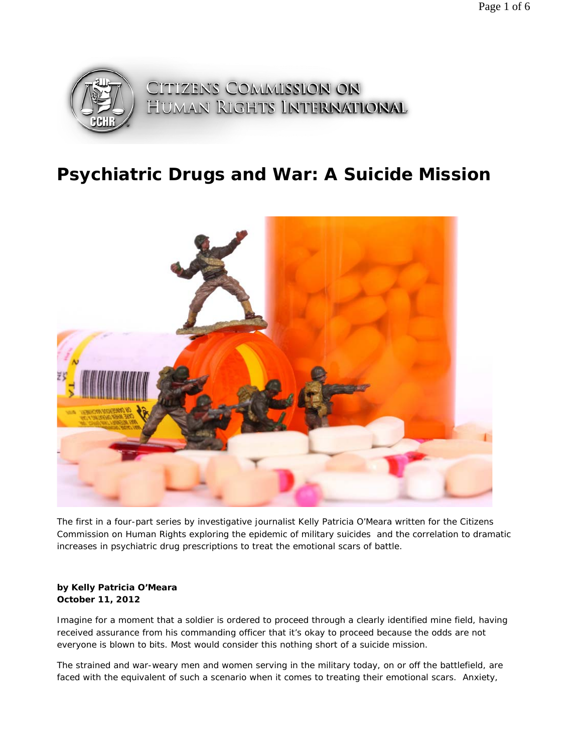CITIZENS COMMISSION ON HUMAN RIGHTS INTERNATIONAL

# Psychiatric Drugs and War: A Suicide Mission

The first in a four-part series by investigative journalist Kelly Patricia O'Meara written for the Citizens Commission on Human Rights exploring the epidemic of military suicides and the correlation to dramatic increases in psychiatric drug prescriptions to treat the emotional scars of battle.

**by Kelly Patricia O'Meara**
**October 11, 2012**

Imagine for a moment that a soldier is ordered to proceed through a clearly identified mine field, having received assurance from his commanding officer that it's okay to proceed because the odds are not everyone is blown to bits. Most would consider this nothing short of a suicide mission.

The strained and war-weary men and women serving in the military today, on or off the battlefield, are faced with the equivalent of such a scenario when it comes to treating their emotional scars. Anxiety,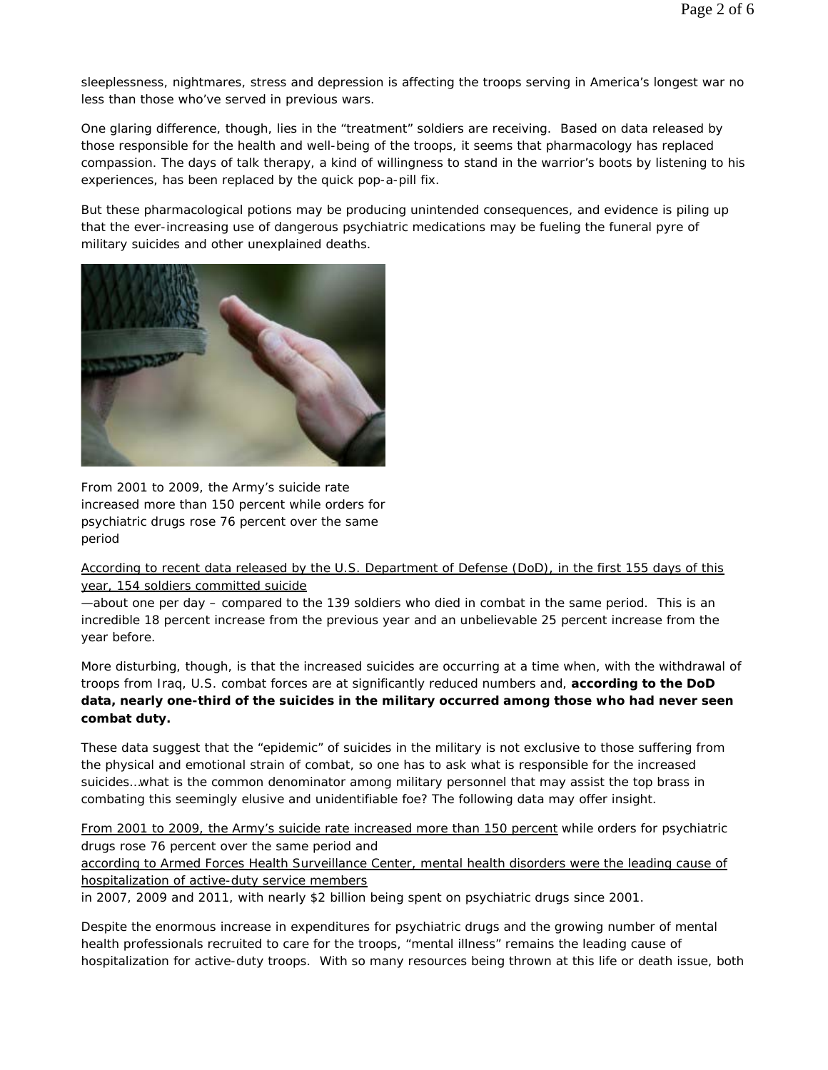sleeplessness, nightmares, stress and depression is affecting the troops serving in America's longest war no less than those who've served in previous wars.

One glaring difference, though, lies in the "treatment" soldiers are receiving. Based on data released by those responsible for the health and well-being of the troops, it seems that pharmacology has replaced compassion. The days of talk therapy, a kind of willingness to stand in the warrior's boots by listening to his experiences, has been replaced by the quick pop-a-pill fix.

But these pharmacological potions may be producing unintended consequences, and evidence is piling up that the ever-increasing use of dangerous psychiatric medications may be fueling the funeral pyre of military suicides and other unexplained deaths.

From 2001 to 2009, the Army's suicide rate increased more than 150 percent while orders for psychiatric drugs rose 76 percent over the same period

According to recent data released by the U.S. Department of Defense (DoD), in the first 155 days of this year, 154 soldiers committed suicide —about one per day – compared to the 139 soldiers who died in combat in the same period. This is an incredible 18 percent increase from the previous year and an unbelievable 25 percent increase from the year before.

More disturbing, though, is that the increased suicides are occurring at a time when, with the withdrawal of troops from Iraq, U.S. combat forces are at significantly reduced numbers and, **according to the DoD data, nearly one-third of the suicides in the military occurred among those who had never seen combat duty.**

These data suggest that the "epidemic" of suicides in the military is not exclusive to those suffering from the physical and emotional strain of combat, so one has to ask what is responsible for the increased suicides…what is the common denominator among military personnel that may assist the top brass in combating this seemingly elusive and unidentifiable foe? The following data may offer insight.

From 2001 to 2009, the Army's suicide rate increased more than 150 percent while orders for psychiatric drugs rose 76 percent over the same period and according to Armed Forces Health Surveillance Center, mental health disorders were the leading cause of hospitalization of active-duty service members in 2007, 2009 and 2011, with nearly $2 billion being spent on psychiatric drugs since 2001.

Despite the enormous increase in expenditures for psychiatric drugs and the growing number of mental health professionals recruited to care for the troops, "mental illness" remains the leading cause of hospitalization for active-duty troops. With so many resources being thrown at this life or death issue, both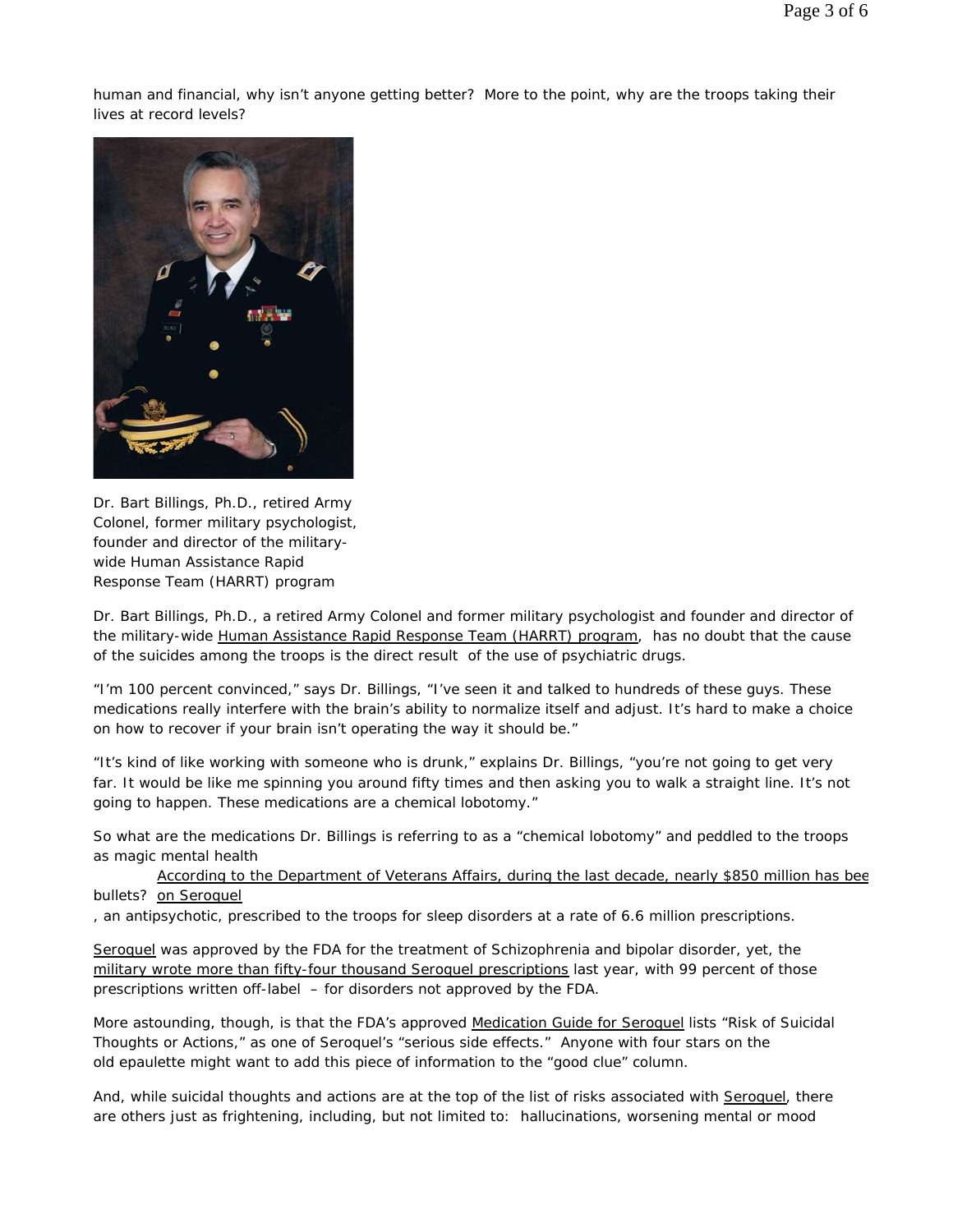human and financial, why isn't anyone getting better? More to the point, why are the troops taking their lives at record levels?

Dr. Bart Billings, Ph.D., retired Army Colonel, former military psychologist, founder and director of the military-wide Human Assistance Rapid Response Team (HARRT) program

Dr. Bart Billings, Ph.D., a retired Army Colonel and former military psychologist and founder and director of the military-wide Human Assistance Rapid Response Team (HARRT) program, has no doubt that the cause of the suicides among the troops is the direct result of the use of psychiatric drugs.

"I'm 100 percent convinced," says Dr. Billings, "I've seen it and talked to hundreds of these guys. These medications really interfere with the brain's ability to normalize itself and adjust. It's hard to make a choice on how to recover if your brain isn't operating the way it should be."

"It's kind of like working with someone who is drunk," explains Dr. Billings, "you're not going to get very far. It would be like me spinning you around fifty times and then asking you to walk a straight line. It's not going to happen. These medications are a chemical lobotomy."

So what are the medications Dr. Billings is referring to as a "chemical lobotomy" and peddled to the troops as magic mental health bullets? According to the Department of Veterans Affairs, during the last decade, nearly $850 million has been spent on Seroquel, an antipsychotic, prescribed to the troops for sleep disorders at a rate of 6.6 million prescriptions.

Seroquel was approved by the FDA for the treatment of Schizophrenia and bipolar disorder, yet, the military wrote more than fifty-four thousand Seroquel prescriptions last year, with 99 percent of those prescriptions written off-label – for disorders not approved by the FDA.

More astounding, though, is that the FDA's approved Medication Guide for Seroquel lists "Risk of Suicidal Thoughts or Actions," as one of Seroquel's "serious side effects." Anyone with four stars on the old epaulette might want to add this piece of information to the "good clue" column.

And, while suicidal thoughts and actions are at the top of the list of risks associated with Seroquel, there are others just as frightening, including, but not limited to: hallucinations, worsening mental or mood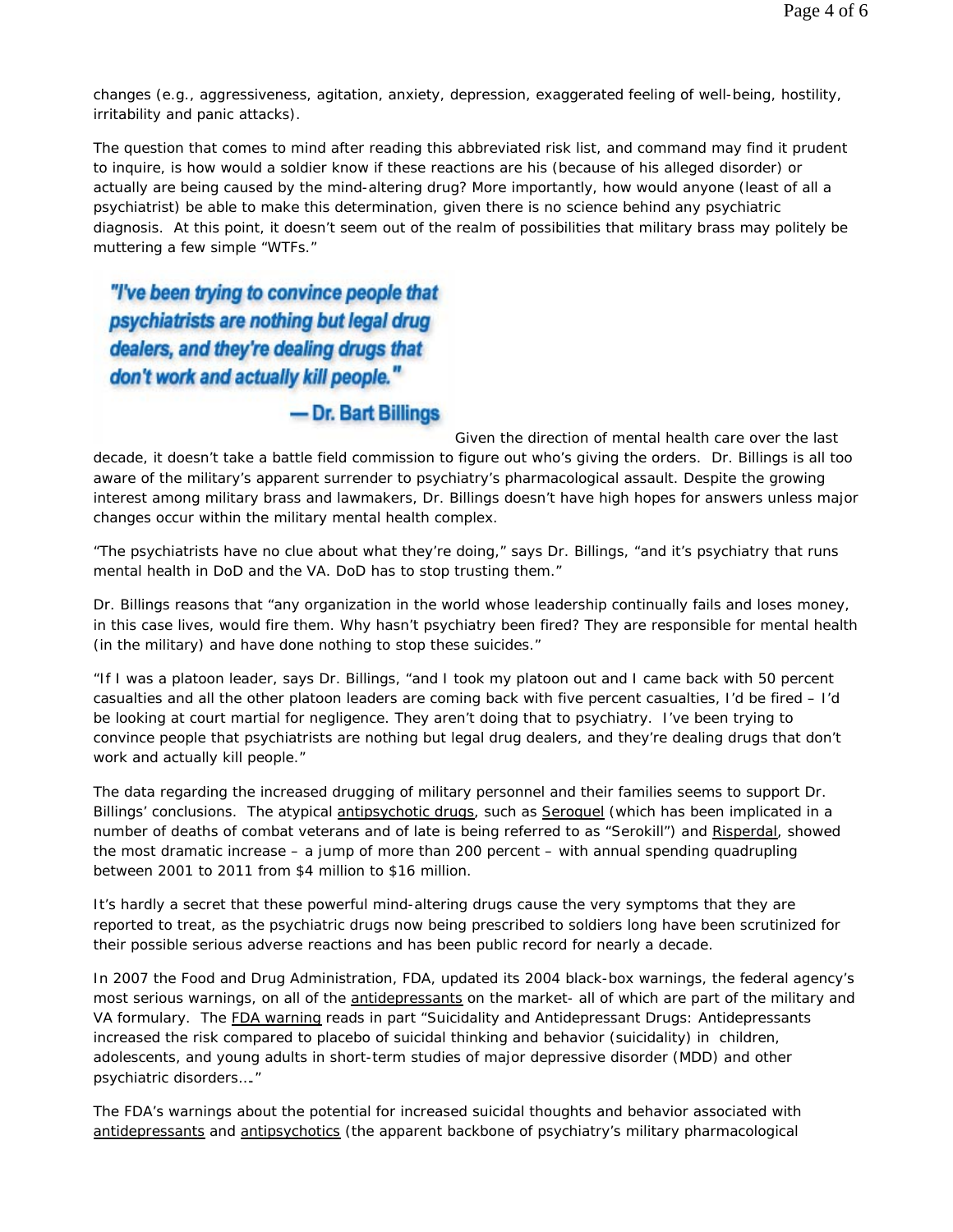changes (e.g., aggressiveness, agitation, anxiety, depression, exaggerated feeling of well-being, hostility, irritability and panic attacks).

The question that comes to mind after reading this abbreviated risk list, and command may find it prudent to inquire, is how would a soldier know if these reactions are his (because of his alleged disorder) or actually are being caused by the mind-altering drug? More importantly, how would anyone (least of all a psychiatrist) be able to make this determination, given there is no science behind any psychiatric diagnosis. At this point, it doesn't seem out of the realm of possibilities that military brass may politely be muttering a few simple "WTFs."

***"I've been trying to convince people that psychiatrists are nothing but legal drug dealers, and they're dealing drugs that don't work and actually kill people."***

***— Dr. Bart Billings***

Given the direction of mental health care over the last decade, it doesn't take a battle field commission to figure out who's giving the orders. Dr. Billings is all too aware of the military's apparent surrender to psychiatry's pharmacological assault. Despite the growing interest among military brass and lawmakers, Dr. Billings doesn't have high hopes for answers unless major changes occur within the military mental health complex.

"The psychiatrists have no clue about what they're doing," says Dr. Billings, "and it's psychiatry that runs mental health in DoD and the VA. DoD has to stop trusting them."

Dr. Billings reasons that "any organization in the world whose leadership continually fails and loses money, in this case lives, would fire them. Why hasn't psychiatry been fired? They are responsible for mental health (in the military) and have done nothing to stop these suicides."

"If I was a platoon leader, says Dr. Billings, "and I took my platoon out and I came back with 50 percent casualties and all the other platoon leaders are coming back with five percent casualties, I'd be fired – I'd be looking at court martial for negligence. They aren't doing that to psychiatry. I've been trying to convince people that psychiatrists are nothing but legal drug dealers, and they're dealing drugs that don't work and actually kill people."

The data regarding the increased drugging of military personnel and their families seems to support Dr. Billings' conclusions. The atypical antipsychotic drugs, such as Seroquel (which has been implicated in a number of deaths of combat veterans and of late is being referred to as "Serokill") and Risperdal, showed the most dramatic increase – a jump of more than 200 percent – with annual spending quadrupling between 2001 to 2011 from $4 million to $16 million.

It's hardly a secret that these powerful mind-altering drugs cause the very symptoms that they are reported to treat, as the psychiatric drugs now being prescribed to soldiers long have been scrutinized for their possible serious adverse reactions and has been public record for nearly a decade.

In 2007 the Food and Drug Administration, FDA, updated its 2004 black-box warnings, the federal agency's most serious warnings, on all of the antidepressants on the market- all of which are part of the military and VA formulary. The FDA warning reads in part "Suicidality and Antidepressant Drugs: Antidepressants increased the risk compared to placebo of suicidal thinking and behavior (suicidality) in children, adolescents, and young adults in short-term studies of major depressive disorder (MDD) and other psychiatric disorders…."

The FDA's warnings about the potential for increased suicidal thoughts and behavior associated with antidepressants and antipsychotics (the apparent backbone of psychiatry's military pharmacological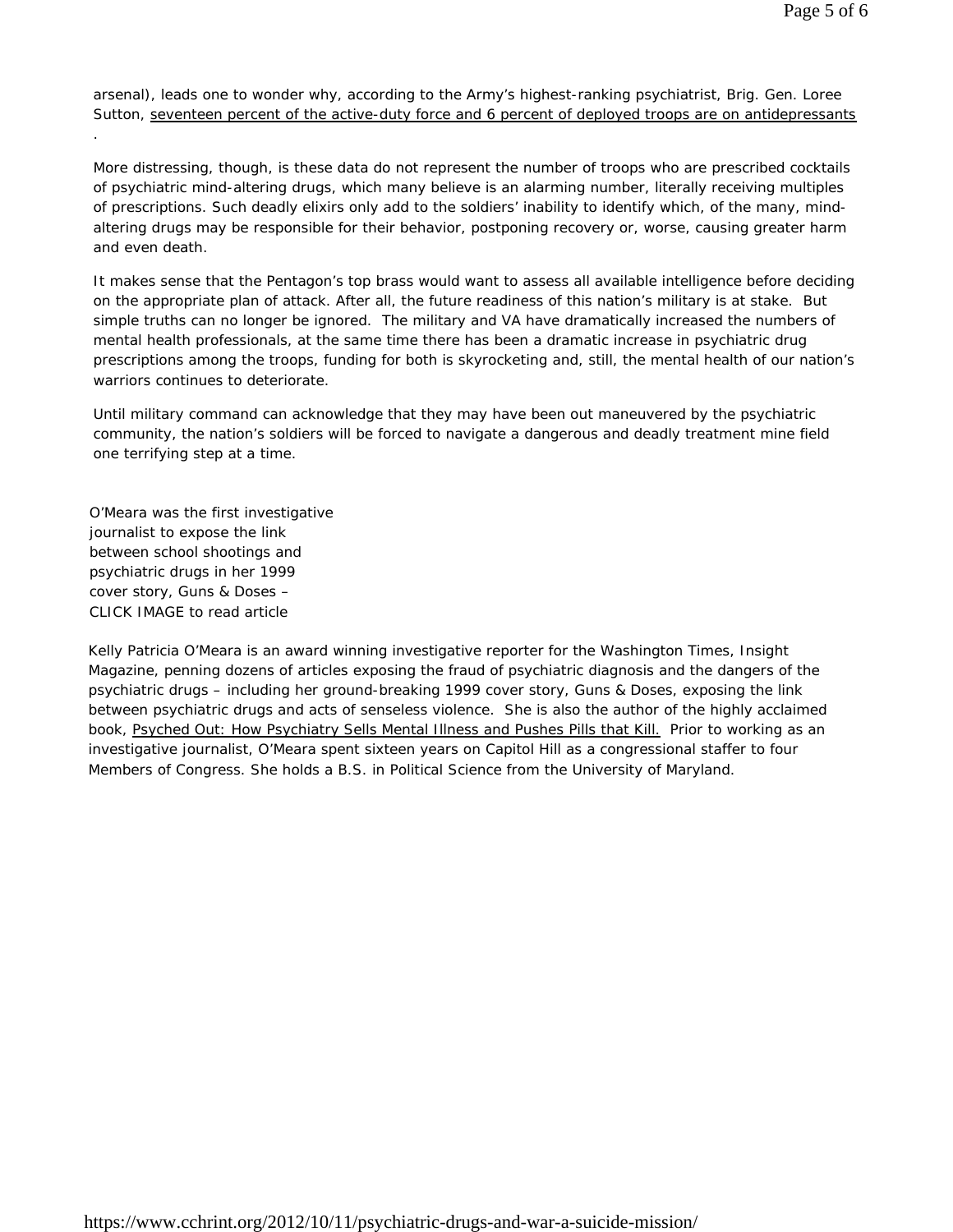arsenal), leads one to wonder why, according to the Army's highest-ranking psychiatrist, Brig. Gen. Loree Sutton, seventeen percent of the active-duty force and 6 percent of deployed troops are on antidepressants.

More distressing, though, is these data do not represent the number of troops who are prescribed cocktails of psychiatric mind-altering drugs, which many believe is an alarming number, literally receiving multiples of prescriptions. Such deadly elixirs only add to the soldiers' inability to identify which, of the many, mind-altering drugs may be responsible for their behavior, postponing recovery or, worse, causing greater harm and even death.

It makes sense that the Pentagon's top brass would want to assess all available intelligence before deciding on the appropriate plan of attack. After all, the future readiness of this nation's military is at stake. But simple truths can no longer be ignored. The military and VA have dramatically increased the numbers of mental health professionals, at the same time there has been a dramatic increase in psychiatric drug prescriptions among the troops, funding for both is skyrocketing and, still, the mental health of our nation's warriors continues to deteriorate.

Until military command can acknowledge that they may have been out maneuvered by the psychiatric community, the nation's soldiers will be forced to navigate a dangerous and deadly treatment mine field one terrifying step at a time.

O'Meara was the first investigative journalist to expose the link between school shootings and psychiatric drugs in her 1999 cover story, Guns & Doses – CLICK IMAGE to read article

Kelly Patricia O'Meara is an award winning investigative reporter for the Washington Times, Insight Magazine, penning dozens of articles exposing the fraud of psychiatric diagnosis and the dangers of the psychiatric drugs – including her ground-breaking 1999 cover story, Guns & Doses, exposing the link between psychiatric drugs and acts of senseless violence. She is also the author of the highly acclaimed book, Psyched Out: How Psychiatry Sells Mental Illness and Pushes Pills that Kill. Prior to working as an investigative journalist, O'Meara spent sixteen years on Capitol Hill as a congressional staffer to four Members of Congress. She holds a B.S. in Political Science from the University of Maryland.